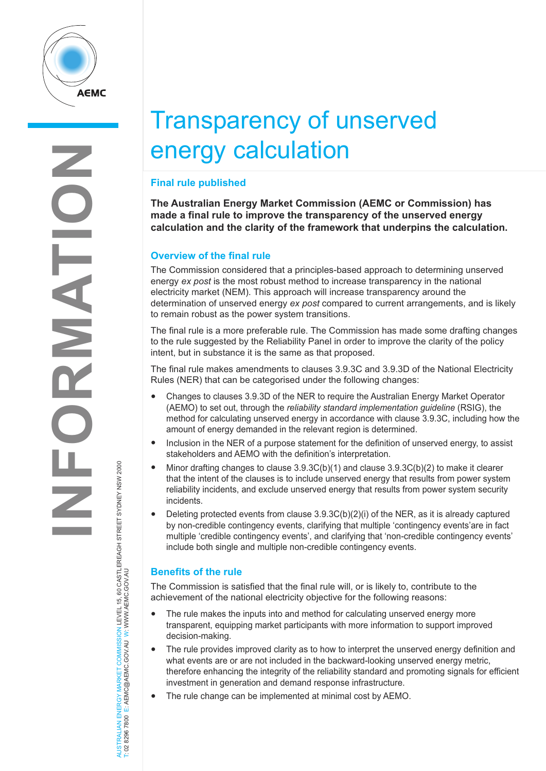# Transparency of unserved energy calculation

## Final rule published

**The Australian Energy Market Commission (AEMC or Commission) has made a final rule to improve the transparency of the unserved energy calculation and the clarity of the framework that underpins the calculation.**

## Overview of the final rule

The Commission considered that a principles-based approach to determining unserved energy *ex post* is the most robust method to increase transparency in the national electricity market (NEM). This approach will increase transparency around the determination of unserved energy *ex post* compared to current arrangements, and is likely to remain robust as the power system transitions.

The final rule is a more preferable rule. The Commission has made some drafting changes to the rule suggested by the Reliability Panel in order to improve the clarity of the policy intent, but in substance it is the same as that proposed.

The final rule makes amendments to clauses 3.9.3C and 3.9.3D of the National Electricity Rules (NER) that can be categorised under the following changes:

- Changes to clauses 3.9.3D of the NER to require the Australian Energy Market Operator (AEMO) to set out, through the *reliability standard implementation guideline* (RSIG), the method for calculating unserved energy in accordance with clause 3.9.3C, including how the amount of energy demanded in the relevant region is determined.
- Inclusion in the NER of a purpose statement for the definition of unserved energy, to assist stakeholders and AEMO with the definition's interpretation.
- Minor drafting changes to clause 3.9.3C(b)(1) and clause 3.9.3C(b)(2) to make it clearer that the intent of the clauses is to include unserved energy that results from power system reliability incidents, and exclude unserved energy that results from power system security incidents.
- Deleting protected events from clause 3.9.3C(b)(2)(i) of the NER, as it is already captured by non-credible contingency events, clarifying that multiple 'contingency events'are in fact multiple 'credible contingency events', and clarifying that 'non-credible contingency events' include both single and multiple non-credible contingency events.

## Benefits of the rule

The Commission is satisfied that the final rule will, or is likely to, contribute to the achievement of the national electricity objective for the following reasons:

- The rule makes the inputs into and method for calculating unserved energy more transparent, equipping market participants with more information to support improved decision-making.
- The rule provides improved clarity as to how to interpret the unserved energy definition and what events are or are not included in the backward-looking unserved energy metric, therefore enhancing the integrity of the reliability standard and promoting signals for efficient investment in generation and demand response infrastructure.
- The rule change can be implemented at minimal cost by AEMO.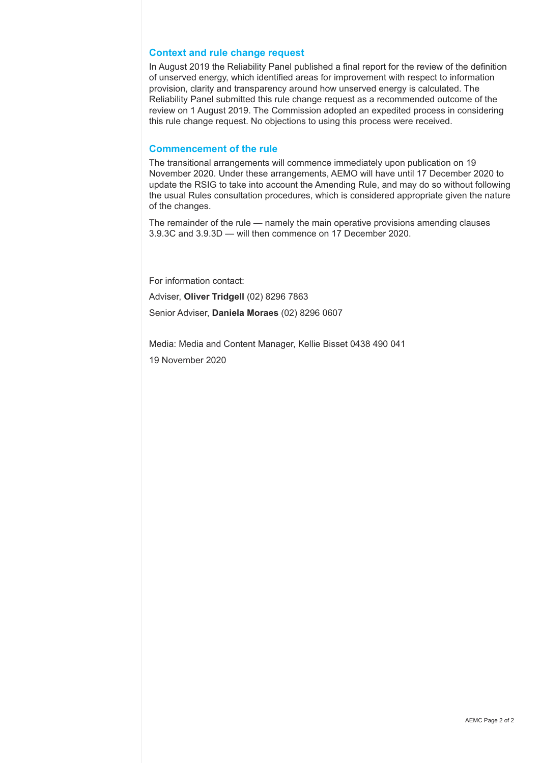## Context and rule change request

In August 2019 the Reliability Panel published a final report for the review of the definition of unserved energy, which identified areas for improvement with respect to information provision, clarity and transparency around how unserved energy is calculated. The Reliability Panel submitted this rule change request as a recommended outcome of the review on 1 August 2019. The Commission adopted an expedited process in considering this rule change request. No objections to using this process were received.

## Commencement of the rule

The transitional arrangements will commence immediately upon publication on 19 November 2020. Under these arrangements, AEMO will have until 17 December 2020 to update the RSIG to take into account the Amending Rule, and may do so without following the usual Rules consultation procedures, which is considered appropriate given the nature of the changes.

The remainder of the rule — namely the main operative provisions amending clauses 3.9.3C and 3.9.3D — will then commence on 17 December 2020.

For information contact:

Adviser, **Oliver Tridgell** (02) 8296 7863

Senior Adviser, **Daniela Moraes** (02) 8296 0607

Media: Media and Content Manager, Kellie Bisset 0438 490 041

19 November 2020